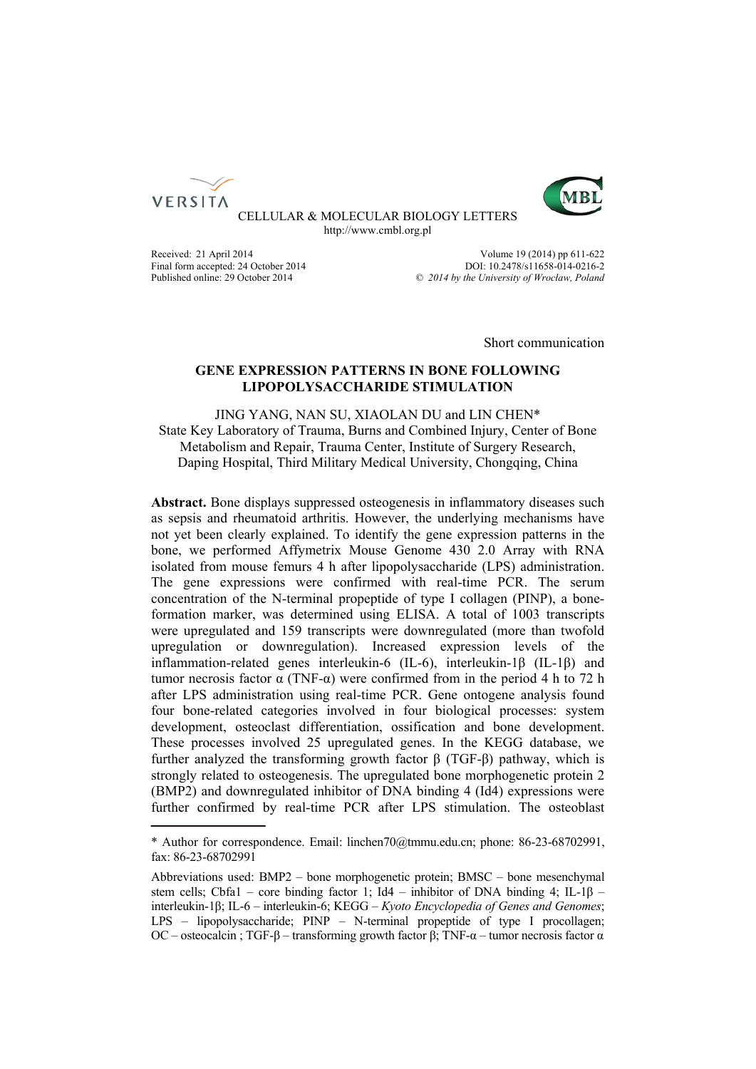VERSITA

CELLULAR & MOLECULAR BIOLOGY LETTERS
http://www.cmbl.org.pl

Received: 21 April 2014
Final form accepted: 24 October 2014
Published online: 29 October 2014

Volume 19 (2014) pp 611-622
DOI: 10.2478/s11658-014-0216-2
*© 2014 by the University of Wrocław, Poland*

Short communication

# GENE EXPRESSION PATTERNS IN BONE FOLLOWING LIPOPOLYSACCHARIDE STIMULATION

JING YANG, NAN SU, XIAOLAN DU and LIN CHEN*
State Key Laboratory of Trauma, Burns and Combined Injury, Center of Bone Metabolism and Repair, Trauma Center, Institute of Surgery Research, Daping Hospital, Third Military Medical University, Chongqing, China

**Abstract.** Bone displays suppressed osteogenesis in inflammatory diseases such as sepsis and rheumatoid arthritis. However, the underlying mechanisms have not yet been clearly explained. To identify the gene expression patterns in the bone, we performed Affymetrix Mouse Genome 430 2.0 Array with RNA isolated from mouse femurs 4 h after lipopolysaccharide (LPS) administration. The gene expressions were confirmed with real-time PCR. The serum concentration of the N-terminal propeptide of type I collagen (PINP), a bone-formation marker, was determined using ELISA. A total of 1003 transcripts were upregulated and 159 transcripts were downregulated (more than twofold upregulation or downregulation). Increased expression levels of the inflammation-related genes interleukin-6 (IL-6), interleukin-1β (IL-1β) and tumor necrosis factor α (TNF-α) were confirmed from in the period 4 h to 72 h after LPS administration using real-time PCR. Gene ontogene analysis found four bone-related categories involved in four biological processes: system development, osteoclast differentiation, ossification and bone development. These processes involved 25 upregulated genes. In the KEGG database, we further analyzed the transforming growth factor β (TGF-β) pathway, which is strongly related to osteogenesis. The upregulated bone morphogenetic protein 2 (BMP2) and downregulated inhibitor of DNA binding 4 (Id4) expressions were further confirmed by real-time PCR after LPS stimulation. The osteoblast

---

* Author for correspondence. Email: linchen70@tmmu.edu.cn; phone: 86-23-68702991, fax: 86-23-68702991

Abbreviations used: BMP2 – bone morphogenetic protein; BMSC – bone mesenchymal stem cells; Cbfa1 – core binding factor 1; Id4 – inhibitor of DNA binding 4; IL-1β – interleukin-1β; IL-6 – interleukin-6; KEGG – *Kyoto Encyclopedia of Genes and Genomes*; LPS – lipopolysaccharide; PINP – N-terminal propeptide of type I procollagen; OC – osteocalcin ; TGF-β – transforming growth factor β; TNF-α – tumor necrosis factor α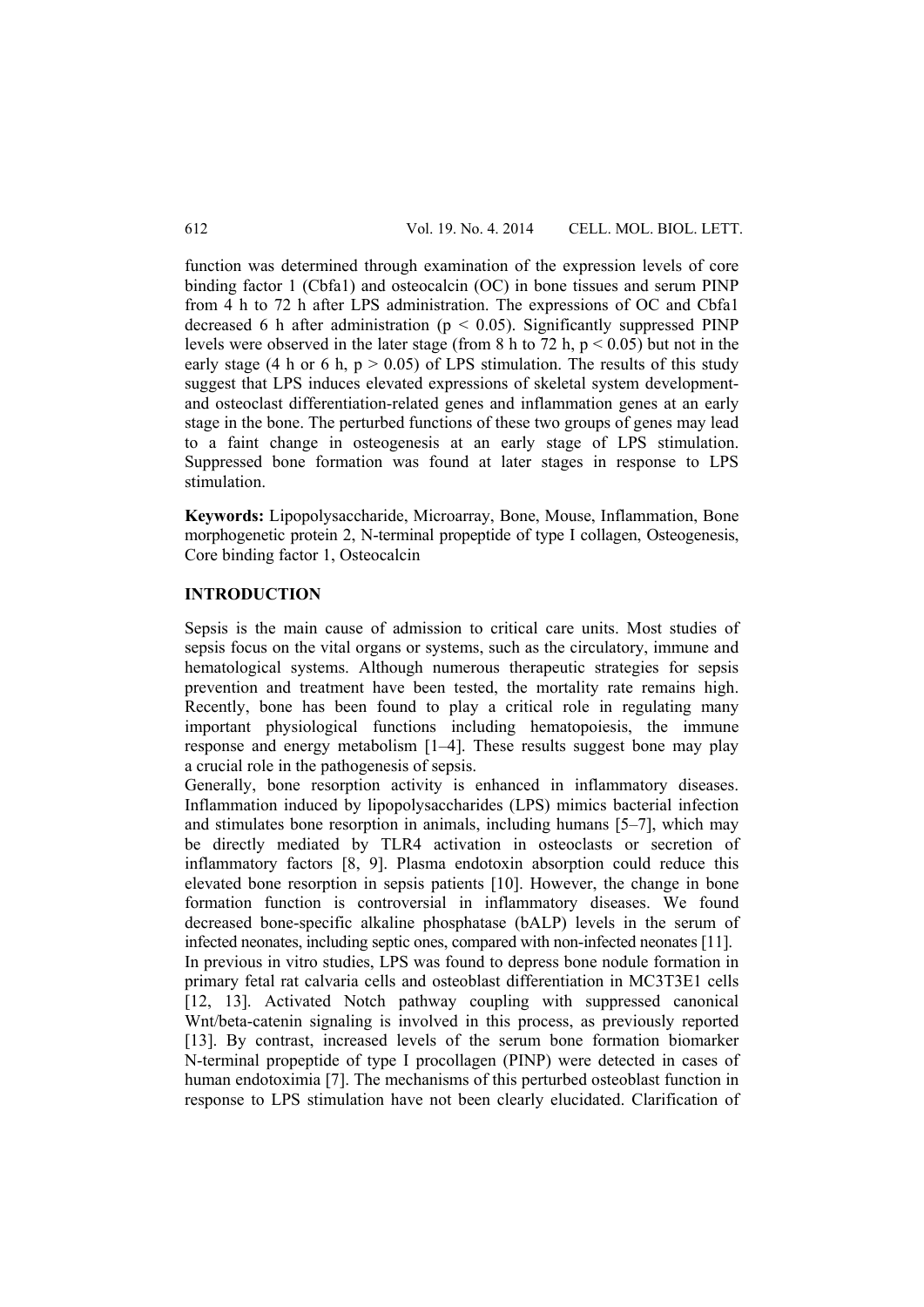function was determined through examination of the expression levels of core binding factor 1 (Cbfa1) and osteocalcin (OC) in bone tissues and serum PINP from 4 h to 72 h after LPS administration. The expressions of OC and Cbfa1 decreased 6 h after administration ($p < 0.05$). Significantly suppressed PINP levels were observed in the later stage (from 8 h to 72 h, $p < 0.05$) but not in the early stage (4 h or 6 h, $p > 0.05$) of LPS stimulation. The results of this study suggest that LPS induces elevated expressions of skeletal system development- and osteoclast differentiation-related genes and inflammation genes at an early stage in the bone. The perturbed functions of these two groups of genes may lead to a faint change in osteogenesis at an early stage of LPS stimulation. Suppressed bone formation was found at later stages in response to LPS stimulation.

**Keywords:** Lipopolysaccharide, Microarray, Bone, Mouse, Inflammation, Bone morphogenetic protein 2, N-terminal propeptide of type I collagen, Osteogenesis, Core binding factor 1, Osteocalcin

## INTRODUCTION

Sepsis is the main cause of admission to critical care units. Most studies of sepsis focus on the vital organs or systems, such as the circulatory, immune and hematological systems. Although numerous therapeutic strategies for sepsis prevention and treatment have been tested, the mortality rate remains high. Recently, bone has been found to play a critical role in regulating many important physiological functions including hematopoiesis, the immune response and energy metabolism [1–4]. These results suggest bone may play a crucial role in the pathogenesis of sepsis.

Generally, bone resorption activity is enhanced in inflammatory diseases. Inflammation induced by lipopolysaccharides (LPS) mimics bacterial infection and stimulates bone resorption in animals, including humans [5–7], which may be directly mediated by TLR4 activation in osteoclasts or secretion of inflammatory factors [8, 9]. Plasma endotoxin absorption could reduce this elevated bone resorption in sepsis patients [10]. However, the change in bone formation function is controversial in inflammatory diseases. We found decreased bone-specific alkaline phosphatase (bALP) levels in the serum of infected neonates, including septic ones, compared with non-infected neonates [11].

In previous in vitro studies, LPS was found to depress bone nodule formation in primary fetal rat calvaria cells and osteoblast differentiation in MC3T3E1 cells [12, 13]. Activated Notch pathway coupling with suppressed canonical Wnt/beta-catenin signaling is involved in this process, as previously reported [13]. By contrast, increased levels of the serum bone formation biomarker N-terminal propeptide of type I procollagen (PINP) were detected in cases of human endotoximia [7]. The mechanisms of this perturbed osteoblast function in response to LPS stimulation have not been clearly elucidated. Clarification of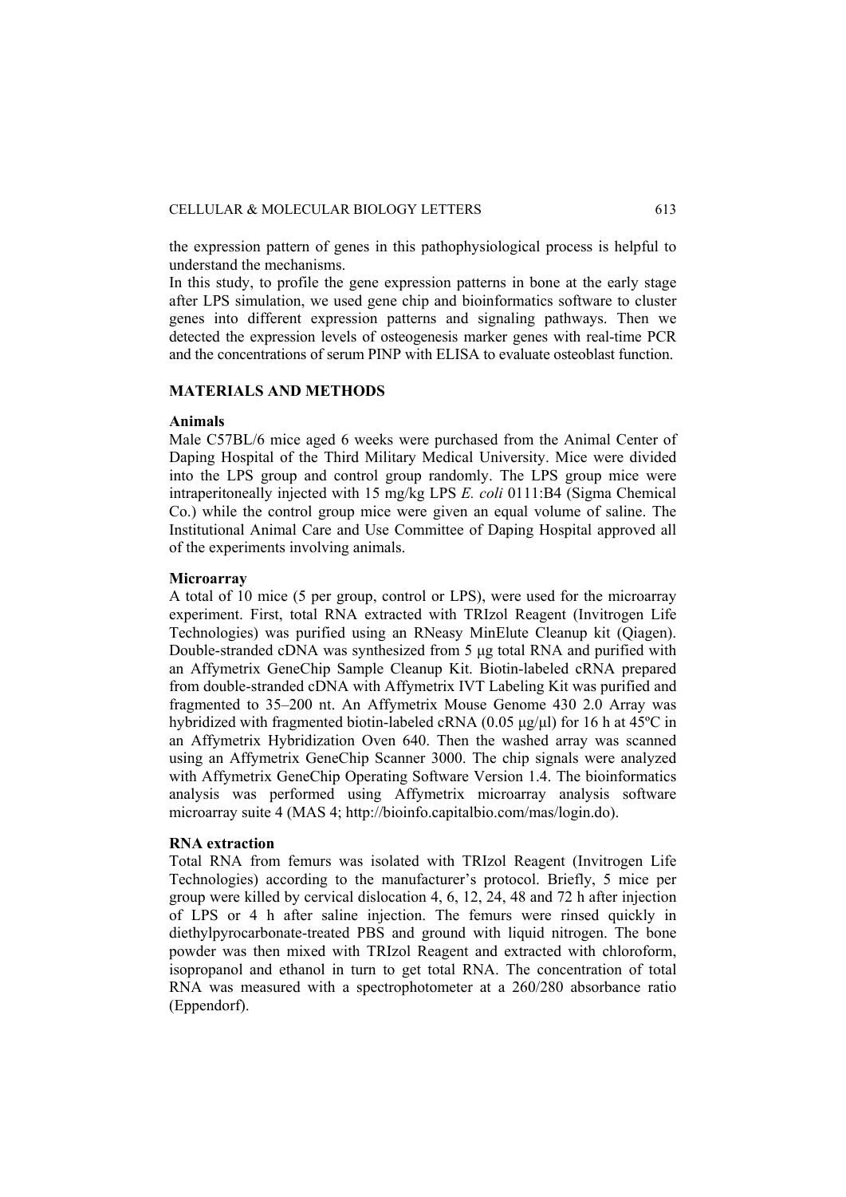the expression pattern of genes in this pathophysiological process is helpful to understand the mechanisms.

In this study, to profile the gene expression patterns in bone at the early stage after LPS simulation, we used gene chip and bioinformatics software to cluster genes into different expression patterns and signaling pathways. Then we detected the expression levels of osteogenesis marker genes with real-time PCR and the concentrations of serum PINP with ELISA to evaluate osteoblast function.

## MATERIALS AND METHODS

### Animals

Male C57BL/6 mice aged 6 weeks were purchased from the Animal Center of Daping Hospital of the Third Military Medical University. Mice were divided into the LPS group and control group randomly. The LPS group mice were intraperitoneally injected with 15 mg/kg LPS *E. coli* 0111:B4 (Sigma Chemical Co.) while the control group mice were given an equal volume of saline. The Institutional Animal Care and Use Committee of Daping Hospital approved all of the experiments involving animals.

### Microarray

A total of 10 mice (5 per group, control or LPS), were used for the microarray experiment. First, total RNA extracted with TRIzol Reagent (Invitrogen Life Technologies) was purified using an RNeasy MinElute Cleanup kit (Qiagen). Double-stranded cDNA was synthesized from 5 μg total RNA and purified with an Affymetrix GeneChip Sample Cleanup Kit. Biotin-labeled cRNA prepared from double-stranded cDNA with Affymetrix IVT Labeling Kit was purified and fragmented to 35–200 nt. An Affymetrix Mouse Genome 430 2.0 Array was hybridized with fragmented biotin-labeled cRNA (0.05 μg/μl) for 16 h at 45ºC in an Affymetrix Hybridization Oven 640. Then the washed array was scanned using an Affymetrix GeneChip Scanner 3000. The chip signals were analyzed with Affymetrix GeneChip Operating Software Version 1.4. The bioinformatics analysis was performed using Affymetrix microarray analysis software microarray suite 4 (MAS 4; http://bioinfo.capitalbio.com/mas/login.do).

### RNA extraction

Total RNA from femurs was isolated with TRIzol Reagent (Invitrogen Life Technologies) according to the manufacturer's protocol. Briefly, 5 mice per group were killed by cervical dislocation 4, 6, 12, 24, 48 and 72 h after injection of LPS or 4 h after saline injection. The femurs were rinsed quickly in diethylpyrocarbonate-treated PBS and ground with liquid nitrogen. The bone powder was then mixed with TRIzol Reagent and extracted with chloroform, isopropanol and ethanol in turn to get total RNA. The concentration of total RNA was measured with a spectrophotometer at a 260/280 absorbance ratio (Eppendorf).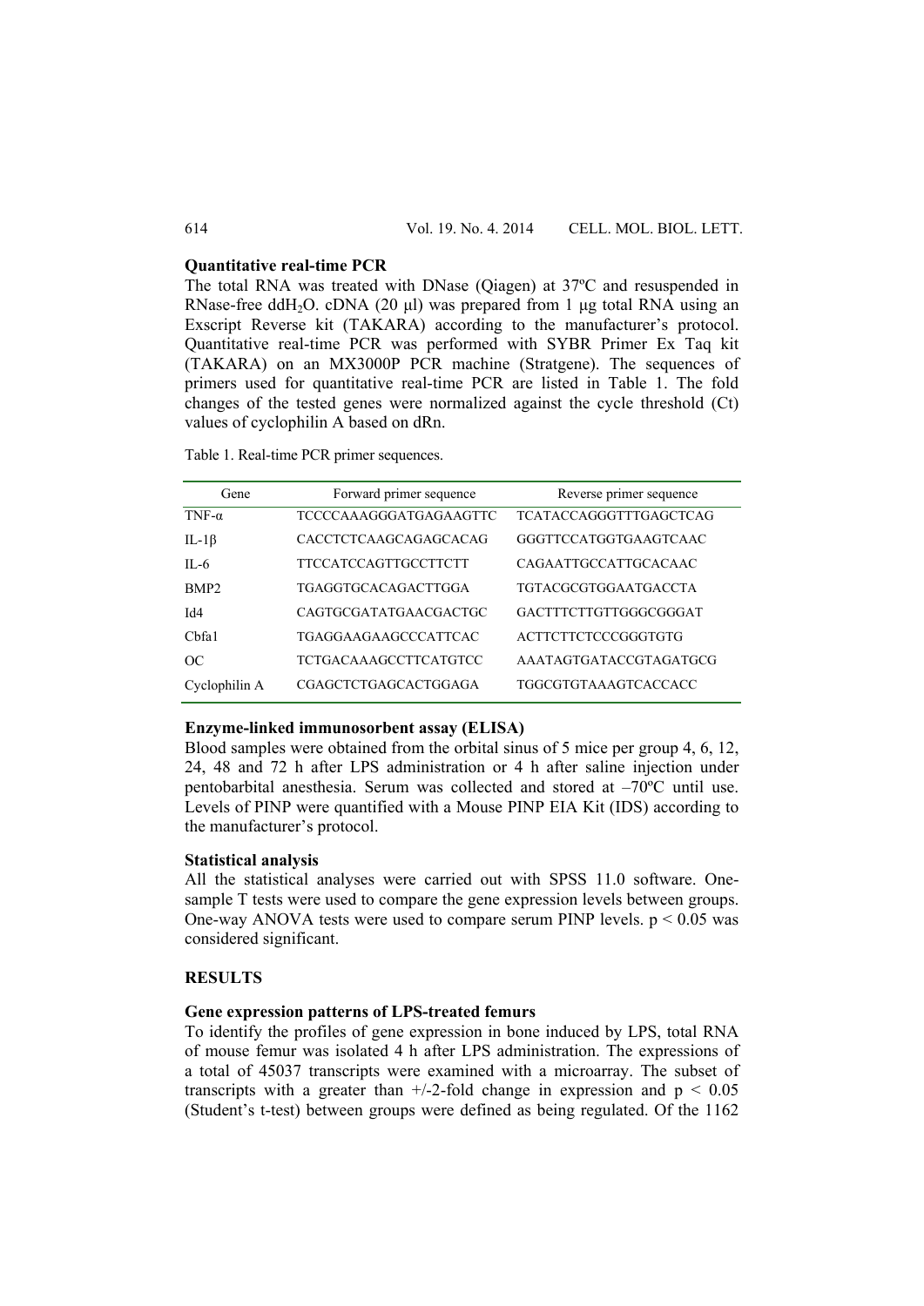**Quantitative real-time PCR**

The total RNA was treated with DNase (Qiagen) at 37ºC and resuspended in RNase-free $ddH_2O$. cDNA (20 μl) was prepared from 1 μg total RNA using an Exscript Reverse kit (TAKARA) according to the manufacturer's protocol. Quantitative real-time PCR was performed with SYBR Primer Ex Taq kit (TAKARA) on an MX3000P PCR machine (Stratgene). The sequences of primers used for quantitative real-time PCR are listed in Table 1. The fold changes of the tested genes were normalized against the cycle threshold (Ct) values of cyclophilin A based on dRn.

Table 1. Real-time PCR primer sequences.

| Gene | Forward primer sequence | Reverse primer sequence |
|---|---|---|
| TNF-α | TCCCCAAAGGGATGAGAAGTTC | TCATACCAGGGTTTGAGCTCAG |
| IL-1β | CACCTCTCAAGCAGAGCACAG | GGGTTCCATGGTGAAGTCAAC |
| IL-6 | TTCCATCCAGTTGCCTTCTT | CAGAATTGCCATTGCACAAC |
| BMP2 | TGAGGTGCACAGACTTGGA | TGTACGCGTGGAATGACCTA |
| Id4 | CAGTGCGATATGAACGACTGC | GACTTTCTTGTTGGGCGGGAT |
| Cbfa1 | TGAGGAAGAAGCCCATTCAC | ACTTCTTCTCCCGGGTGTG |
| OC | TCTGACAAAGCCTTCATGTCC | AAATAGTGATACCGTAGATGCG |
| Cyclophilin A | CGAGCTCTGAGCACTGGAGA | TGGCGTGTAAAGTCACCACC |

**Enzyme-linked immunosorbent assay (ELISA)**

Blood samples were obtained from the orbital sinus of 5 mice per group 4, 6, 12, 24, 48 and 72 h after LPS administration or 4 h after saline injection under pentobarbital anesthesia. Serum was collected and stored at –70ºC until use. Levels of PINP were quantified with a Mouse PINP EIA Kit (IDS) according to the manufacturer's protocol.

**Statistical analysis**

All the statistical analyses were carried out with SPSS 11.0 software. One-sample T tests were used to compare the gene expression levels between groups. One-way ANOVA tests were used to compare serum PINP levels. $p < 0.05$ was considered significant.

## RESULTS

**Gene expression patterns of LPS-treated femurs**

To identify the profiles of gene expression in bone induced by LPS, total RNA of mouse femur was isolated 4 h after LPS administration. The expressions of a total of 45037 transcripts were examined with a microarray. The subset of transcripts with a greater than +/-2-fold change in expression and $p < 0.05$ (Student's t-test) between groups were defined as being regulated. Of the 1162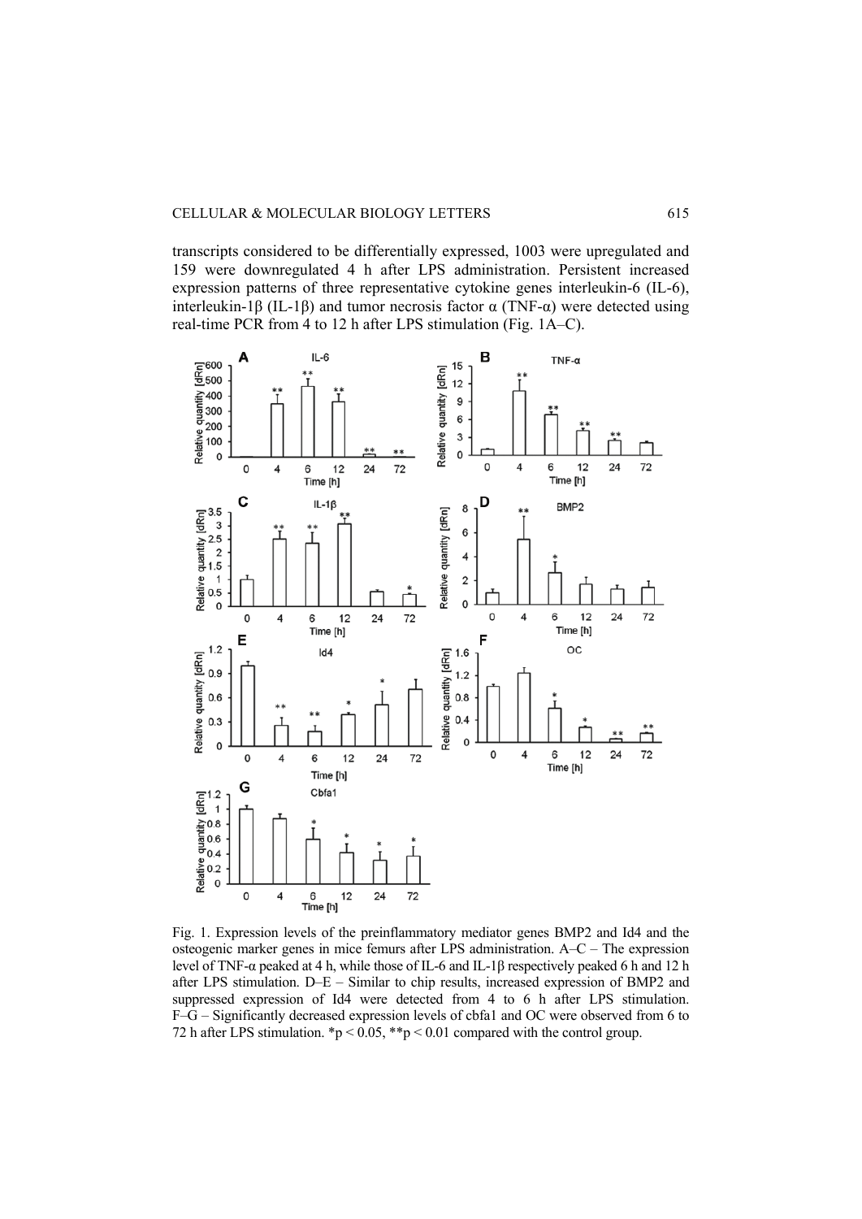transcripts considered to be differentially expressed, 1003 were upregulated and 159 were downregulated 4 h after LPS administration. Persistent increased expression patterns of three representative cytokine genes interleukin-6 (IL-6), interleukin-1β (IL-1β) and tumor necrosis factor α (TNF-α) were detected using real-time PCR from 4 to 12 h after LPS stimulation (Fig. 1A–C).

Fig. 1. Expression levels of the preinflammatory mediator genes BMP2 and Id4 and the osteogenic marker genes in mice femurs after LPS administration. A–C – The expression level of TNF-α peaked at 4 h, while those of IL-6 and IL-1β respectively peaked 6 h and 12 h after LPS stimulation. D–E – Similar to chip results, increased expression of BMP2 and suppressed expression of Id4 were detected from 4 to 6 h after LPS stimulation. F–G – Significantly decreased expression levels of cbfa1 and OC were observed from 6 to 72 h after LPS stimulation. $*p < 0.05$, $**p < 0.01$ compared with the control group.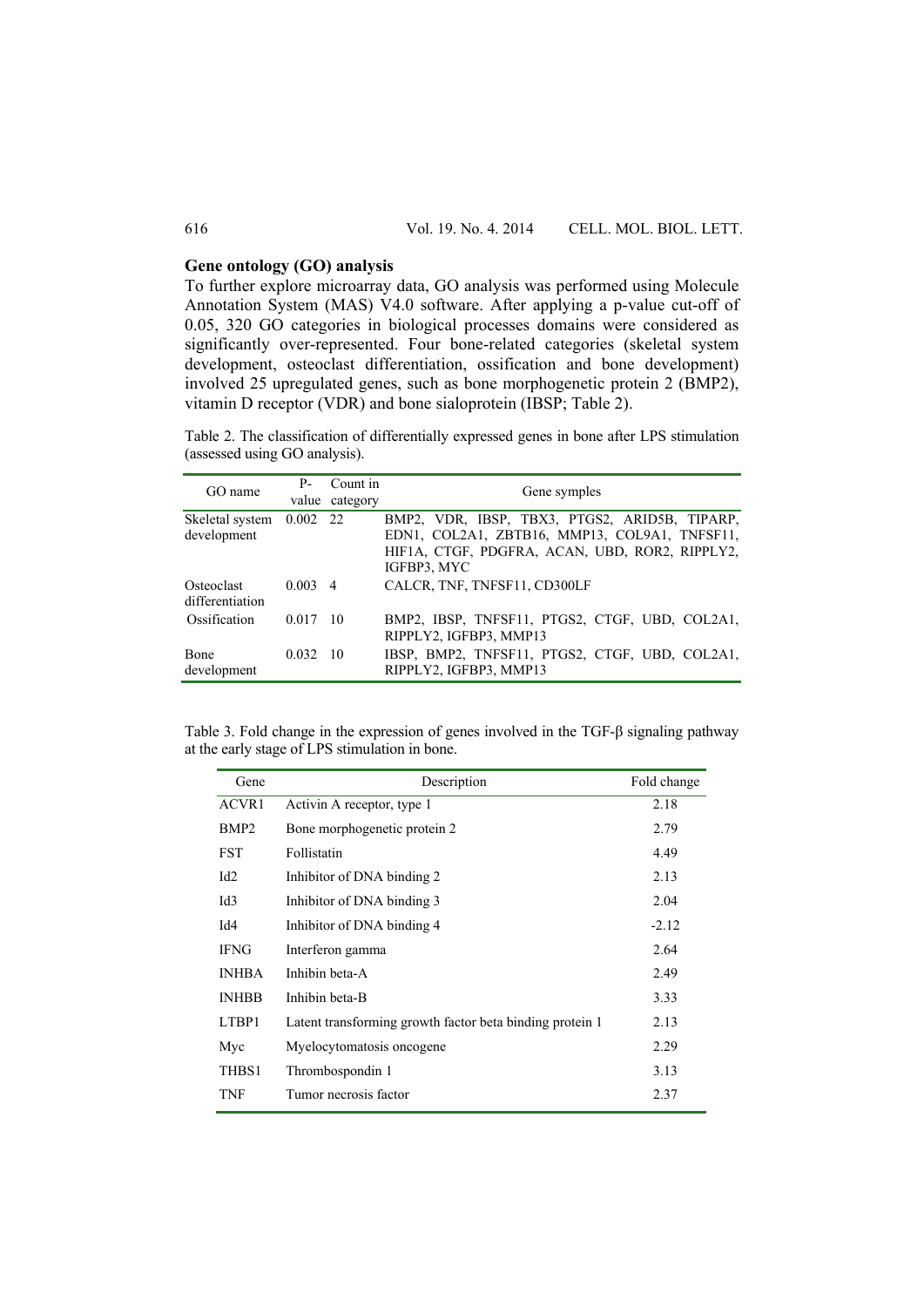### Gene ontology (GO) analysis

To further explore microarray data, GO analysis was performed using Molecule Annotation System (MAS) V4.0 software. After applying a p-value cut-off of 0.05, 320 GO categories in biological processes domains were considered as significantly over-represented. Four bone-related categories (skeletal system development, osteoclast differentiation, ossification and bone development) involved 25 upregulated genes, such as bone morphogenetic protein 2 (BMP2), vitamin D receptor (VDR) and bone sialoprotein (IBSP; Table 2).

Table 2. The classification of differentially expressed genes in bone after LPS stimulation (assessed using GO analysis).

| GO name | P-value | Count in category | Gene symples |
|---|---|---|---|
| Skeletal system development | 0.002 | 22 | BMP2, VDR, IBSP, TBX3, PTGS2, ARID5B, TIPARP, EDN1, COL2A1, ZBTB16, MMP13, COL9A1, TNFSF11, HIF1A, CTGF, PDGFRA, ACAN, UBD, ROR2, RIPPLY2, IGFBP3, MYC |
| Osteoclast differentiation | 0.003 | 4 | CALCR, TNF, TNFSF11, CD300LF |
| Ossification | 0.017 | 10 | BMP2, IBSP, TNFSF11, PTGS2, CTGF, UBD, COL2A1, RIPPLY2, IGFBP3, MMP13 |
| Bone development | 0.032 | 10 | IBSP, BMP2, TNFSF11, PTGS2, CTGF, UBD, COL2A1, RIPPLY2, IGFBP3, MMP13 |

Table 3. Fold change in the expression of genes involved in the TGF-β signaling pathway at the early stage of LPS stimulation in bone.

| Gene | Description | Fold change |
|---|---|---|
| ACVR1 | Activin A receptor, type 1 | 2.18 |
| BMP2 | Bone morphogenetic protein 2 | 2.79 |
| FST | Follistatin | 4.49 |
| Id2 | Inhibitor of DNA binding 2 | 2.13 |
| Id3 | Inhibitor of DNA binding 3 | 2.04 |
| Id4 | Inhibitor of DNA binding 4 | -2.12 |
| IFNG | Interferon gamma | 2.64 |
| INHBA | Inhibin beta-A | 2.49 |
| INHBB | Inhibin beta-B | 3.33 |
| LTBP1 | Latent transforming growth factor beta binding protein 1 | 2.13 |
| Myc | Myelocytomatosis oncogene | 2.29 |
| THBS1 | Thrombospondin 1 | 3.13 |
| TNF | Tumor necrosis factor | 2.37 |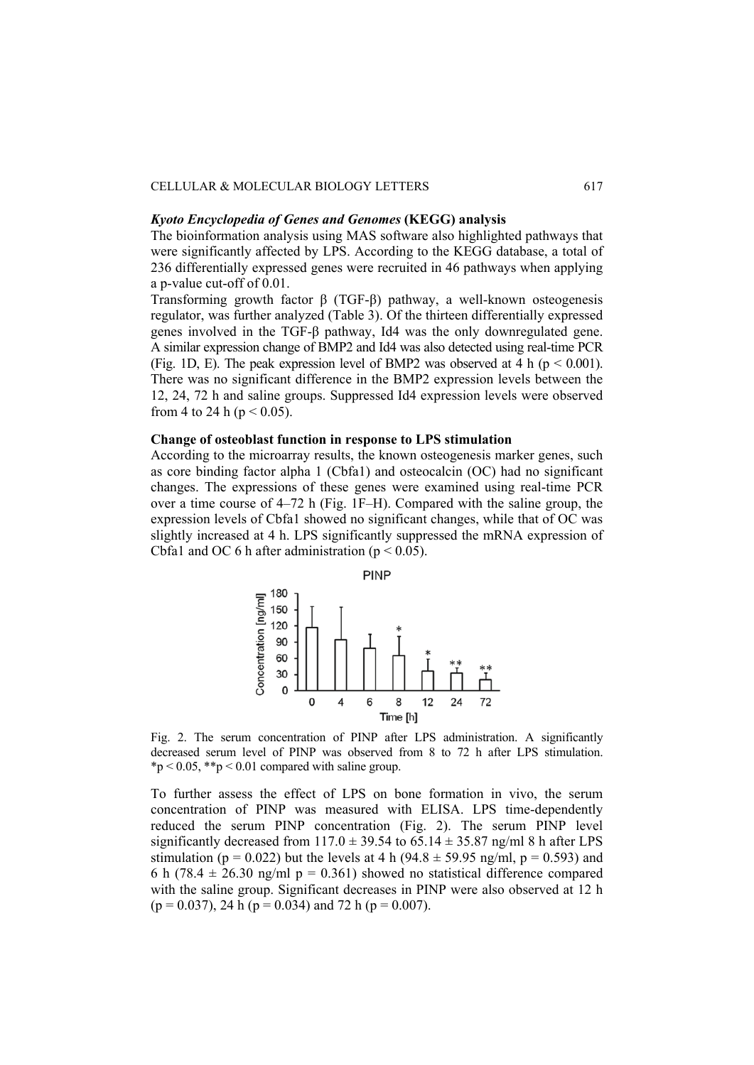### *Kyoto Encyclopedia of Genes and Genomes* (KEGG) analysis

The bioinformation analysis using MAS software also highlighted pathways that were significantly affected by LPS. According to the KEGG database, a total of 236 differentially expressed genes were recruited in 46 pathways when applying a p-value cut-off of 0.01.

Transforming growth factor β (TGF-β) pathway, a well-known osteogenesis regulator, was further analyzed (Table 3). Of the thirteen differentially expressed genes involved in the TGF-β pathway, Id4 was the only downregulated gene. A similar expression change of BMP2 and Id4 was also detected using real-time PCR (Fig. 1D, E). The peak expression level of BMP2 was observed at 4 h ($p < 0.001$). There was no significant difference in the BMP2 expression levels between the 12, 24, 72 h and saline groups. Suppressed Id4 expression levels were observed from 4 to 24 h ($p < 0.05$).

### Change of osteoblast function in response to LPS stimulation

According to the microarray results, the known osteogenesis marker genes, such as core binding factor alpha 1 (Cbfa1) and osteocalcin (OC) had no significant changes. The expressions of these genes were examined using real-time PCR over a time course of 4–72 h (Fig. 1F–H). Compared with the saline group, the expression levels of Cbfa1 showed no significant changes, while that of OC was slightly increased at 4 h. LPS significantly suppressed the mRNA expression of Cbfa1 and OC 6 h after administration ($p < 0.05$).

Fig. 2. The serum concentration of PINP after LPS administration. A significantly decreased serum level of PINP was observed from 8 to 72 h after LPS stimulation. *$p < 0.05$, **$p < 0.01$ compared with saline group.

To further assess the effect of LPS on bone formation in vivo, the serum concentration of PINP was measured with ELISA. LPS time-dependently reduced the serum PINP concentration (Fig. 2). The serum PINP level significantly decreased from $117.0 \pm 39.54$ to $65.14 \pm 35.87$ ng/ml 8 h after LPS stimulation ($p = 0.022$) but the levels at 4 h ($94.8 \pm 59.95$ ng/ml, $p = 0.593$) and 6 h ($78.4 \pm 26.30$ ng/ml $p = 0.361$) showed no statistical difference compared with the saline group. Significant decreases in PINP were also observed at 12 h ($p = 0.037$), 24 h ($p = 0.034$) and 72 h ($p = 0.007$).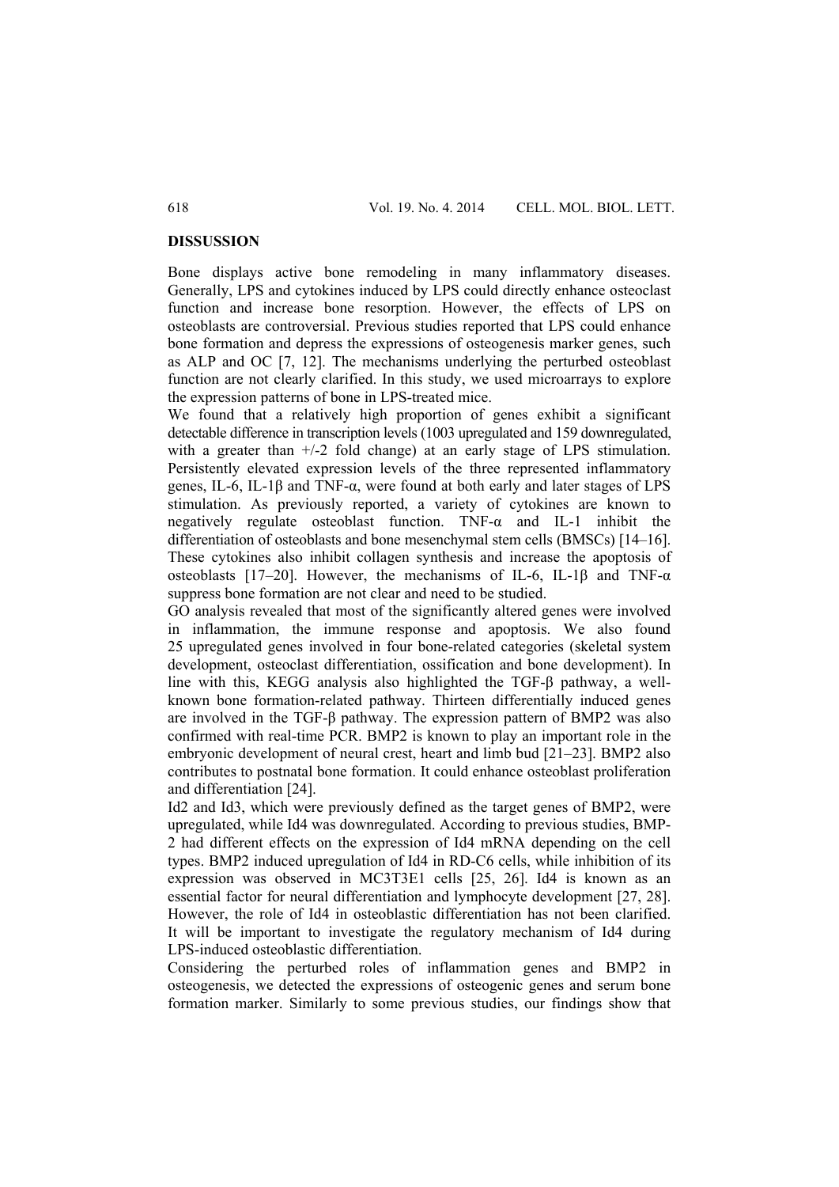## DISSUSSION

Bone displays active bone remodeling in many inflammatory diseases. Generally, LPS and cytokines induced by LPS could directly enhance osteoclast function and increase bone resorption. However, the effects of LPS on osteoblasts are controversial. Previous studies reported that LPS could enhance bone formation and depress the expressions of osteogenesis marker genes, such as ALP and OC [7, 12]. The mechanisms underlying the perturbed osteoblast function are not clearly clarified. In this study, we used microarrays to explore the expression patterns of bone in LPS-treated mice.

We found that a relatively high proportion of genes exhibit a significant detectable difference in transcription levels (1003 upregulated and 159 downregulated, with a greater than +/-2 fold change) at an early stage of LPS stimulation. Persistently elevated expression levels of the three represented inflammatory genes, IL-6, IL-1β and TNF-α, were found at both early and later stages of LPS stimulation. As previously reported, a variety of cytokines are known to negatively regulate osteoblast function. TNF-α and IL-1 inhibit the differentiation of osteoblasts and bone mesenchymal stem cells (BMSCs) [14–16]. These cytokines also inhibit collagen synthesis and increase the apoptosis of osteoblasts [17–20]. However, the mechanisms of IL-6, IL-1β and TNF-α suppress bone formation are not clear and need to be studied.

GO analysis revealed that most of the significantly altered genes were involved in inflammation, the immune response and apoptosis. We also found 25 upregulated genes involved in four bone-related categories (skeletal system development, osteoclast differentiation, ossification and bone development). In line with this, KEGG analysis also highlighted the TGF-β pathway, a well-known bone formation-related pathway. Thirteen differentially induced genes are involved in the TGF-β pathway. The expression pattern of BMP2 was also confirmed with real-time PCR. BMP2 is known to play an important role in the embryonic development of neural crest, heart and limb bud [21–23]. BMP2 also contributes to postnatal bone formation. It could enhance osteoblast proliferation and differentiation [24].

Id2 and Id3, which were previously defined as the target genes of BMP2, were upregulated, while Id4 was downregulated. According to previous studies, BMP-2 had different effects on the expression of Id4 mRNA depending on the cell types. BMP2 induced upregulation of Id4 in RD-C6 cells, while inhibition of its expression was observed in MC3T3E1 cells [25, 26]. Id4 is known as an essential factor for neural differentiation and lymphocyte development [27, 28]. However, the role of Id4 in osteoblastic differentiation has not been clarified. It will be important to investigate the regulatory mechanism of Id4 during LPS-induced osteoblastic differentiation.

Considering the perturbed roles of inflammation genes and BMP2 in osteogenesis, we detected the expressions of osteogenic genes and serum bone formation marker. Similarly to some previous studies, our findings show that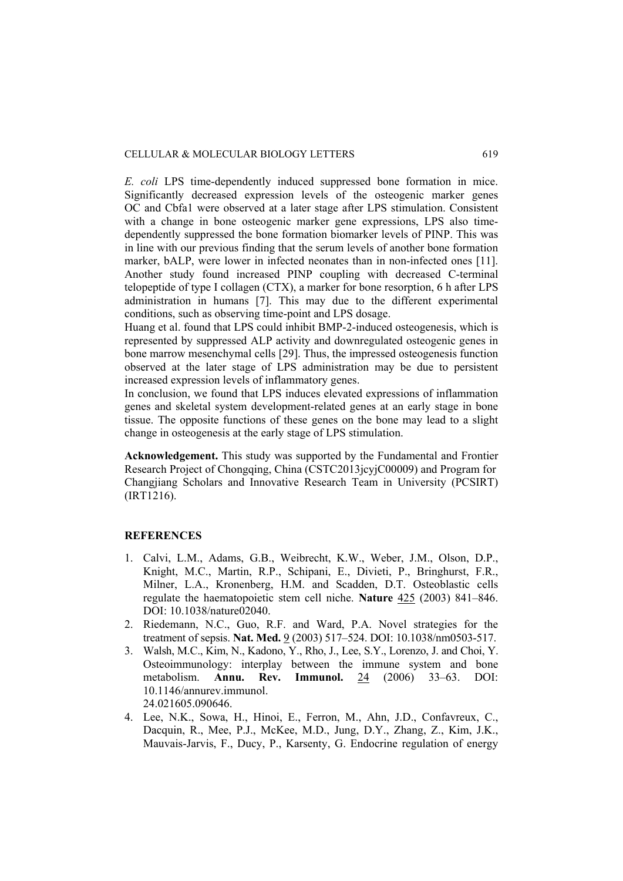*E. coli* LPS time-dependently induced suppressed bone formation in mice. Significantly decreased expression levels of the osteogenic marker genes OC and Cbfa1 were observed at a later stage after LPS stimulation. Consistent with a change in bone osteogenic marker gene expressions, LPS also time-dependently suppressed the bone formation biomarker levels of PINP. This was in line with our previous finding that the serum levels of another bone formation marker, bALP, were lower in infected neonates than in non-infected ones [11]. Another study found increased PINP coupling with decreased C-terminal telopeptide of type I collagen (CTX), a marker for bone resorption, 6 h after LPS administration in humans [7]. This may due to the different experimental conditions, such as observing time-point and LPS dosage.

Huang et al. found that LPS could inhibit BMP-2-induced osteogenesis, which is represented by suppressed ALP activity and downregulated osteogenic genes in bone marrow mesenchymal cells [29]. Thus, the impressed osteogenesis function observed at the later stage of LPS administration may be due to persistent increased expression levels of inflammatory genes.

In conclusion, we found that LPS induces elevated expressions of inflammation genes and skeletal system development-related genes at an early stage in bone tissue. The opposite functions of these genes on the bone may lead to a slight change in osteogenesis at the early stage of LPS stimulation.

**Acknowledgement.** This study was supported by the Fundamental and Frontier Research Project of Chongqing, China (CSTC2013jcyjC00009) and Program for Changjiang Scholars and Innovative Research Team in University (PCSIRT) (IRT1216).

## REFERENCES

1. Calvi, L.M., Adams, G.B., Weibrecht, K.W., Weber, J.M., Olson, D.P., Knight, M.C., Martin, R.P., Schipani, E., Divieti, P., Bringhurst, F.R., Milner, L.A., Kronenberg, H.M. and Scadden, D.T. Osteoblastic cells regulate the haematopoietic stem cell niche. **Nature** 425 (2003) 841–846. DOI: 10.1038/nature02040.
2. Riedemann, N.C., Guo, R.F. and Ward, P.A. Novel strategies for the treatment of sepsis. **Nat. Med.** 9 (2003) 517–524. DOI: 10.1038/nm0503-517.
3. Walsh, M.C., Kim, N., Kadono, Y., Rho, J., Lee, S.Y., Lorenzo, J. and Choi, Y. Osteoimmunology: interplay between the immune system and bone metabolism. **Annu. Rev. Immunol.** 24 (2006) 33–63. DOI: 10.1146/annurev.immunol. 24.021605.090646.
4. Lee, N.K., Sowa, H., Hinoi, E., Ferron, M., Ahn, J.D., Confavreux, C., Dacquin, R., Mee, P.J., McKee, M.D., Jung, D.Y., Zhang, Z., Kim, J.K., Mauvais-Jarvis, F., Ducy, P., Karsenty, G. Endocrine regulation of energy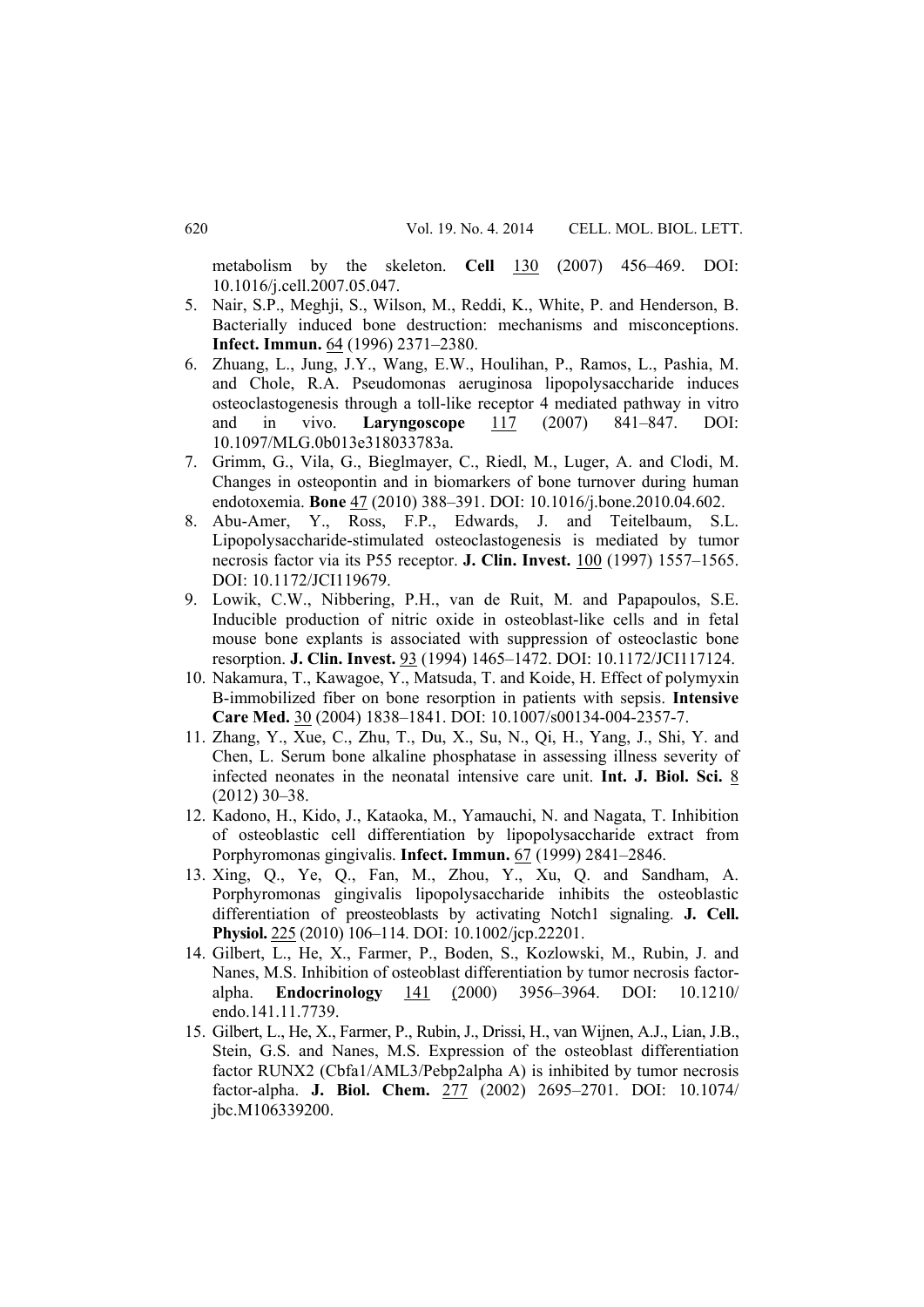metabolism by the skeleton. **Cell** 130 (2007) 456–469. DOI: 10.1016/j.cell.2007.05.047.

5. Nair, S.P., Meghji, S., Wilson, M., Reddi, K., White, P. and Henderson, B. Bacterially induced bone destruction: mechanisms and misconceptions. **Infect. Immun.** 64 (1996) 2371–2380.
6. Zhuang, L., Jung, J.Y., Wang, E.W., Houlihan, P., Ramos, L., Pashia, M. and Chole, R.A. Pseudomonas aeruginosa lipopolysaccharide induces osteoclastogenesis through a toll-like receptor 4 mediated pathway in vitro and in vivo. **Laryngoscope** 117 (2007) 841–847. DOI: 10.1097/MLG.0b013e318033783a.
7. Grimm, G., Vila, G., Bieglmayer, C., Riedl, M., Luger, A. and Clodi, M. Changes in osteopontin and in biomarkers of bone turnover during human endotoxemia. **Bone** 47 (2010) 388–391. DOI: 10.1016/j.bone.2010.04.602.
8. Abu-Amer, Y., Ross, F.P., Edwards, J. and Teitelbaum, S.L. Lipopolysaccharide-stimulated osteoclastogenesis is mediated by tumor necrosis factor via its P55 receptor. **J. Clin. Invest.** 100 (1997) 1557–1565. DOI: 10.1172/JCI119679.
9. Lowik, C.W., Nibbering, P.H., van de Ruit, M. and Papapoulos, S.E. Inducible production of nitric oxide in osteoblast-like cells and in fetal mouse bone explants is associated with suppression of osteoclastic bone resorption. **J. Clin. Invest.** 93 (1994) 1465–1472. DOI: 10.1172/JCI117124.
10. Nakamura, T., Kawagoe, Y., Matsuda, T. and Koide, H. Effect of polymyxin B-immobilized fiber on bone resorption in patients with sepsis. **Intensive Care Med.** 30 (2004) 1838–1841. DOI: 10.1007/s00134-004-2357-7.
11. Zhang, Y., Xue, C., Zhu, T., Du, X., Su, N., Qi, H., Yang, J., Shi, Y. and Chen, L. Serum bone alkaline phosphatase in assessing illness severity of infected neonates in the neonatal intensive care unit. **Int. J. Biol. Sci.** 8 (2012) 30–38.
12. Kadono, H., Kido, J., Kataoka, M., Yamauchi, N. and Nagata, T. Inhibition of osteoblastic cell differentiation by lipopolysaccharide extract from Porphyromonas gingivalis. **Infect. Immun.** 67 (1999) 2841–2846.
13. Xing, Q., Ye, Q., Fan, M., Zhou, Y., Xu, Q. and Sandham, A. Porphyromonas gingivalis lipopolysaccharide inhibits the osteoblastic differentiation of preosteoblasts by activating Notch1 signaling. **J. Cell. Physiol.** 225 (2010) 106–114. DOI: 10.1002/jcp.22201.
14. Gilbert, L., He, X., Farmer, P., Boden, S., Kozlowski, M., Rubin, J. and Nanes, M.S. Inhibition of osteoblast differentiation by tumor necrosis factor-alpha. **Endocrinology** 141 (2000) 3956–3964. DOI: 10.1210/endo.141.11.7739.
15. Gilbert, L., He, X., Farmer, P., Rubin, J., Drissi, H., van Wijnen, A.J., Lian, J.B., Stein, G.S. and Nanes, M.S. Expression of the osteoblast differentiation factor RUNX2 (Cbfa1/AML3/Pebp2alpha A) is inhibited by tumor necrosis factor-alpha. **J. Biol. Chem.** 277 (2002) 2695–2701. DOI: 10.1074/jbc.M106339200.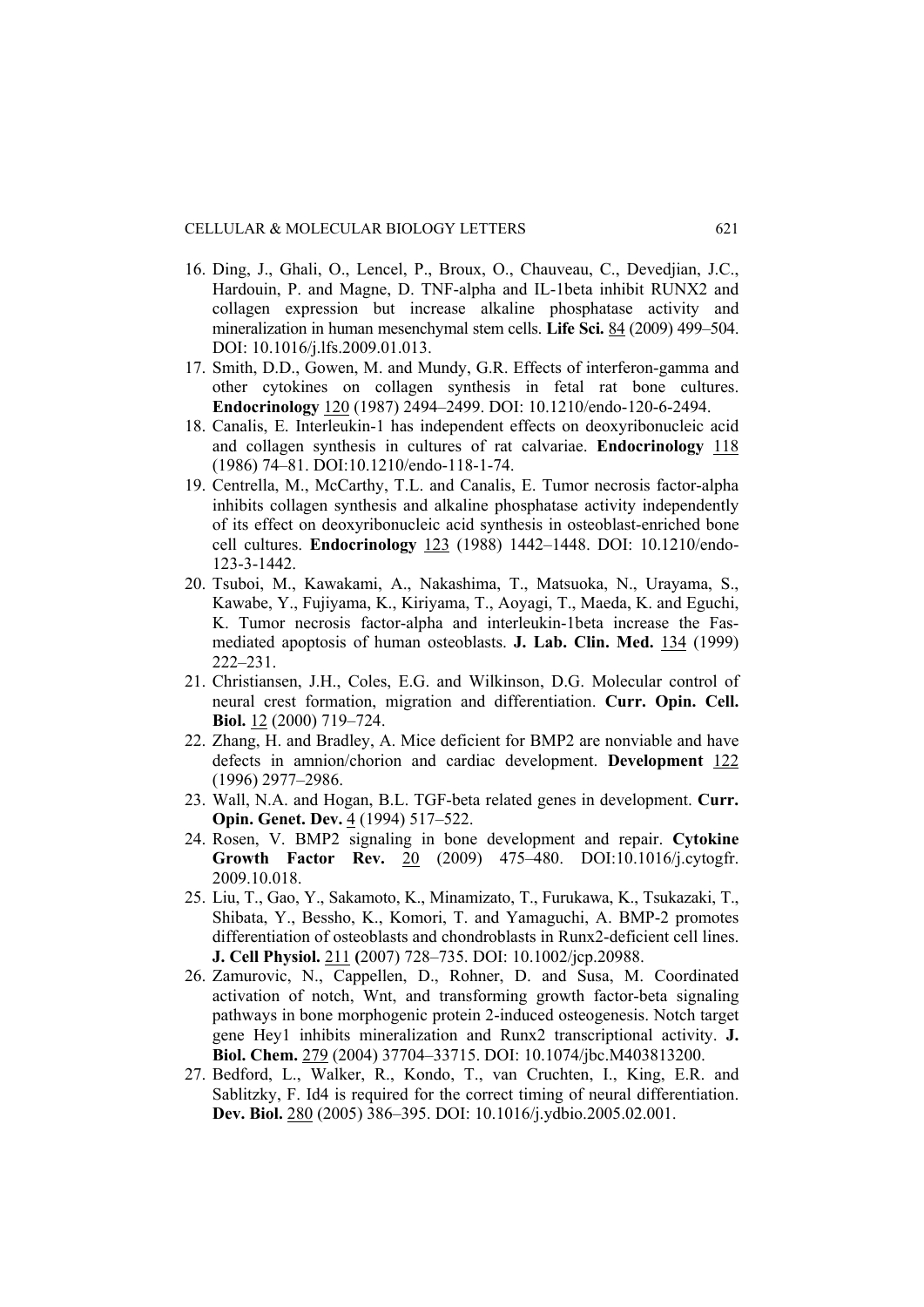16. Ding, J., Ghali, O., Lencel, P., Broux, O., Chauveau, C., Devedjian, J.C., Hardouin, P. and Magne, D. TNF-alpha and IL-1beta inhibit RUNX2 and collagen expression but increase alkaline phosphatase activity and mineralization in human mesenchymal stem cells. **Life Sci.** 84 (2009) 499–504. DOI: 10.1016/j.lfs.2009.01.013.
17. Smith, D.D., Gowen, M. and Mundy, G.R. Effects of interferon-gamma and other cytokines on collagen synthesis in fetal rat bone cultures. **Endocrinology** 120 (1987) 2494–2499. DOI: 10.1210/endo-120-6-2494.
18. Canalis, E. Interleukin-1 has independent effects on deoxyribonucleic acid and collagen synthesis in cultures of rat calvariae. **Endocrinology** 118 (1986) 74–81. DOI:10.1210/endo-118-1-74.
19. Centrella, M., McCarthy, T.L. and Canalis, E. Tumor necrosis factor-alpha inhibits collagen synthesis and alkaline phosphatase activity independently of its effect on deoxyribonucleic acid synthesis in osteoblast-enriched bone cell cultures. **Endocrinology** 123 (1988) 1442–1448. DOI: 10.1210/endo-123-3-1442.
20. Tsuboi, M., Kawakami, A., Nakashima, T., Matsuoka, N., Urayama, S., Kawabe, Y., Fujiyama, K., Kiriyama, T., Aoyagi, T., Maeda, K. and Eguchi, K. Tumor necrosis factor-alpha and interleukin-1beta increase the Fas-mediated apoptosis of human osteoblasts. **J. Lab. Clin. Med.** 134 (1999) 222–231.
21. Christiansen, J.H., Coles, E.G. and Wilkinson, D.G. Molecular control of neural crest formation, migration and differentiation. **Curr. Opin. Cell. Biol.** 12 (2000) 719–724.
22. Zhang, H. and Bradley, A. Mice deficient for BMP2 are nonviable and have defects in amnion/chorion and cardiac development. **Development** 122 (1996) 2977–2986.
23. Wall, N.A. and Hogan, B.L. TGF-beta related genes in development. **Curr. Opin. Genet. Dev.** 4 (1994) 517–522.
24. Rosen, V. BMP2 signaling in bone development and repair. **Cytokine Growth Factor Rev.** 20 (2009) 475–480. DOI:10.1016/j.cytogfr.2009.10.018.
25. Liu, T., Gao, Y., Sakamoto, K., Minamizato, T., Furukawa, K., Tsukazaki, T., Shibata, Y., Bessho, K., Komori, T. and Yamaguchi, A. BMP-2 promotes differentiation of osteoblasts and chondroblasts in Runx2-deficient cell lines. **J. Cell Physiol.** 211 (2007) 728–735. DOI: 10.1002/jcp.20988.
26. Zamurovic, N., Cappellen, D., Rohner, D. and Susa, M. Coordinated activation of notch, Wnt, and transforming growth factor-beta signaling pathways in bone morphogenic protein 2-induced osteogenesis. Notch target gene Hey1 inhibits mineralization and Runx2 transcriptional activity. **J. Biol. Chem.** 279 (2004) 37704–33715. DOI: 10.1074/jbc.M403813200.
27. Bedford, L., Walker, R., Kondo, T., van Cruchten, I., King, E.R. and Sablitzky, F. Id4 is required for the correct timing of neural differentiation. **Dev. Biol.** 280 (2005) 386–395. DOI: 10.1016/j.ydbio.2005.02.001.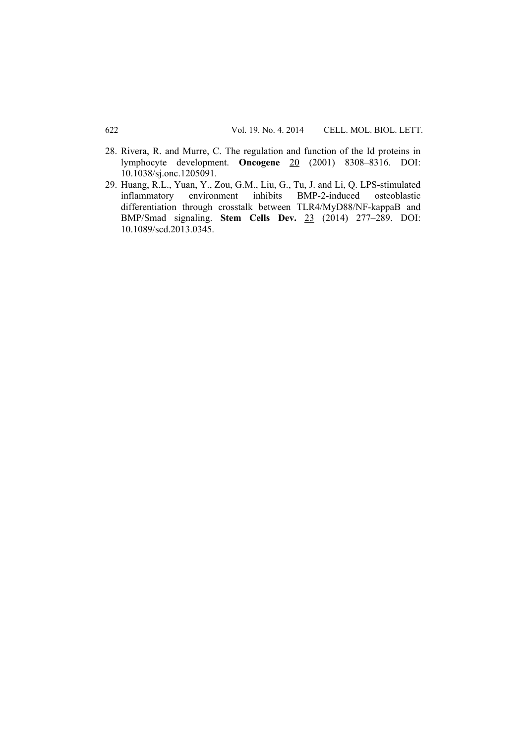28. Rivera, R. and Murre, C. The regulation and function of the Id proteins in lymphocyte development. **Oncogene** 20 (2001) 8308–8316. DOI: 10.1038/sj.onc.1205091.
29. Huang, R.L., Yuan, Y., Zou, G.M., Liu, G., Tu, J. and Li, Q. LPS-stimulated inflammatory environment inhibits BMP-2-induced osteoblastic differentiation through crosstalk between TLR4/MyD88/NF-kappaB and BMP/Smad signaling. **Stem Cells Dev.** 23 (2014) 277–289. DOI: 10.1089/scd.2013.0345.